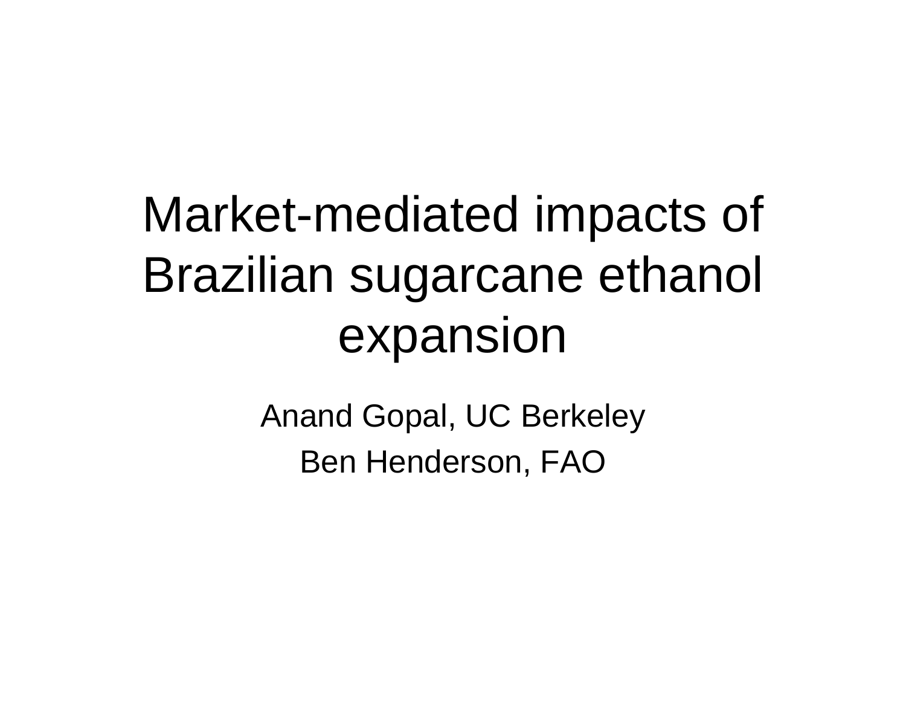# Market-mediated impacts of Brazilian sugarcane ethanol expansion

Anand Gopal, UC Berkeley

Ben Henderson, FAO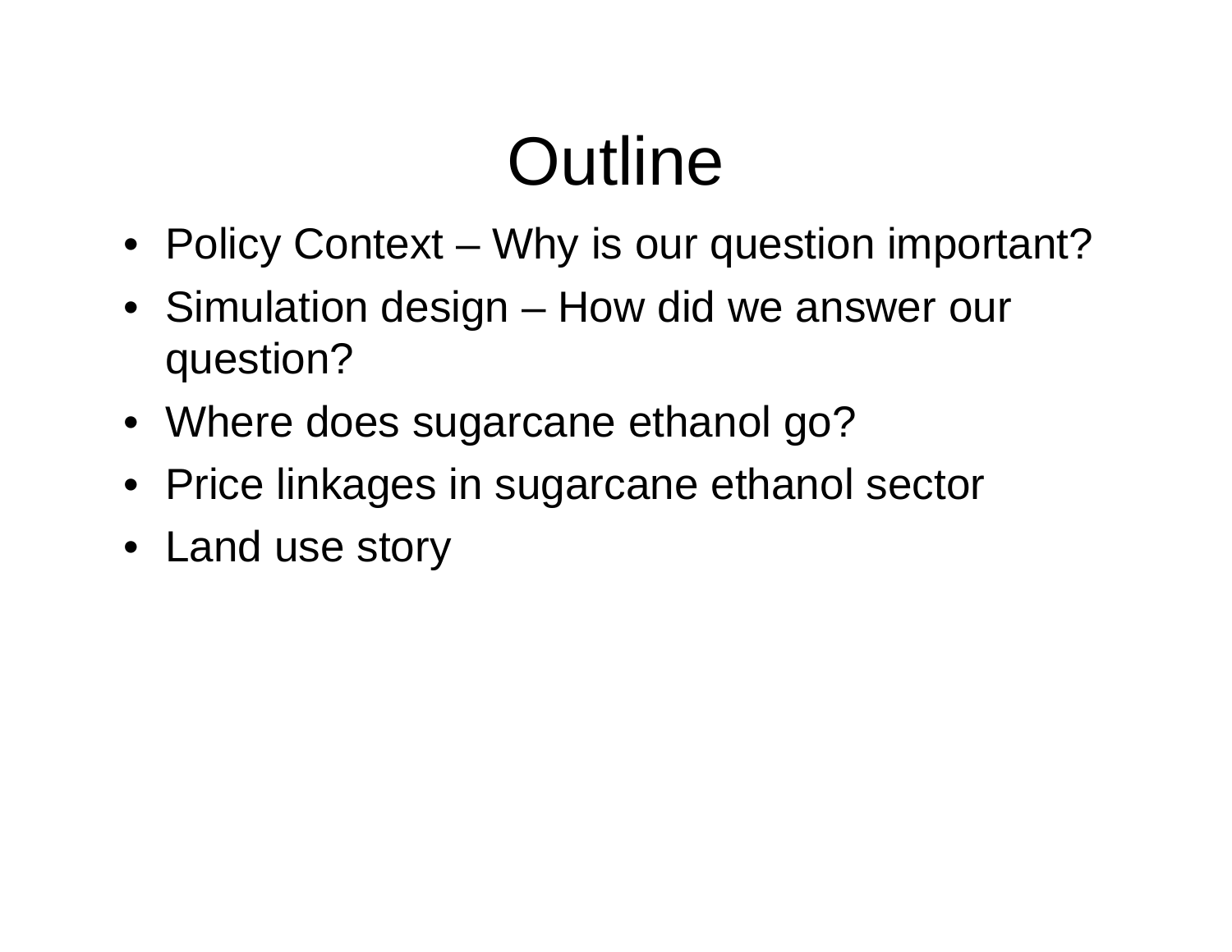# Outline

- Policy Context – Why is our question important?
- Simulation design – How did we answer our question?
- Where does sugarcane ethanol go?
- Price linkages in sugarcane ethanol sector
- Land use story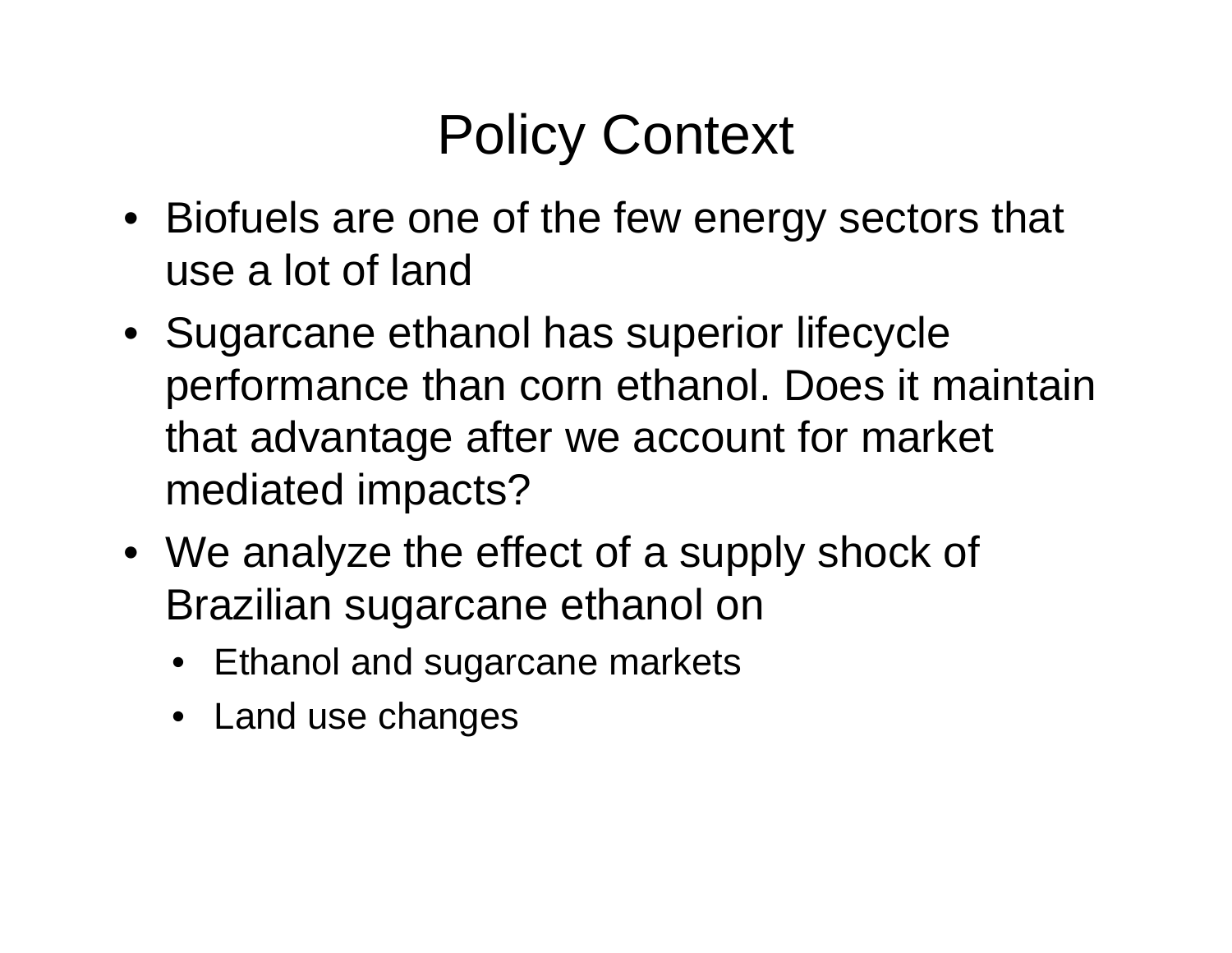# Policy Context

- Biofuels are one of the few energy sectors that use a lot of land
- Sugarcane ethanol has superior lifecycle performance than corn ethanol. Does it maintain that advantage after we account for market mediated impacts?
- We analyze the effect of a supply shock of Brazilian sugarcane ethanol on
  - Ethanol and sugarcane markets
  - Land use changes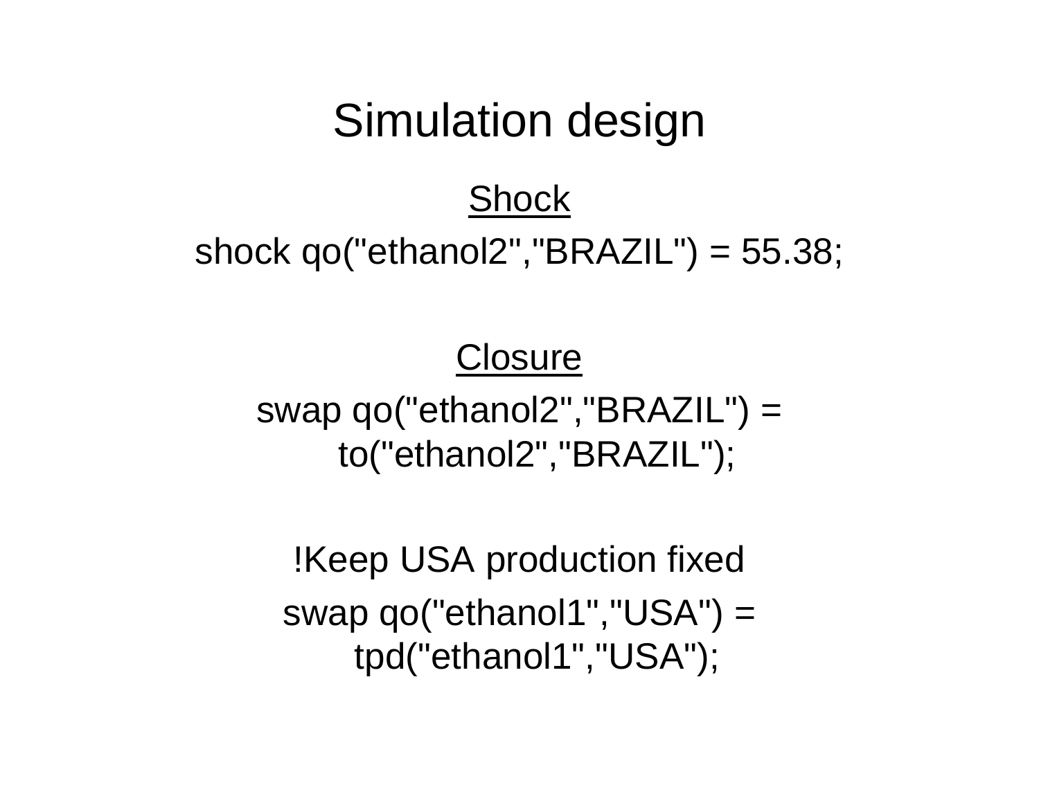# Simulation design

<u>Shock</u>

```
shock qo("ethanol2","BRAZIL") = 55.38;
```

<u>Closure</u>

```
swap qo("ethanol2","BRAZIL") =
    to("ethanol2","BRAZIL");

!Keep USA production fixed
swap qo("ethanol1","USA") =
    tpd("ethanol1","USA");
```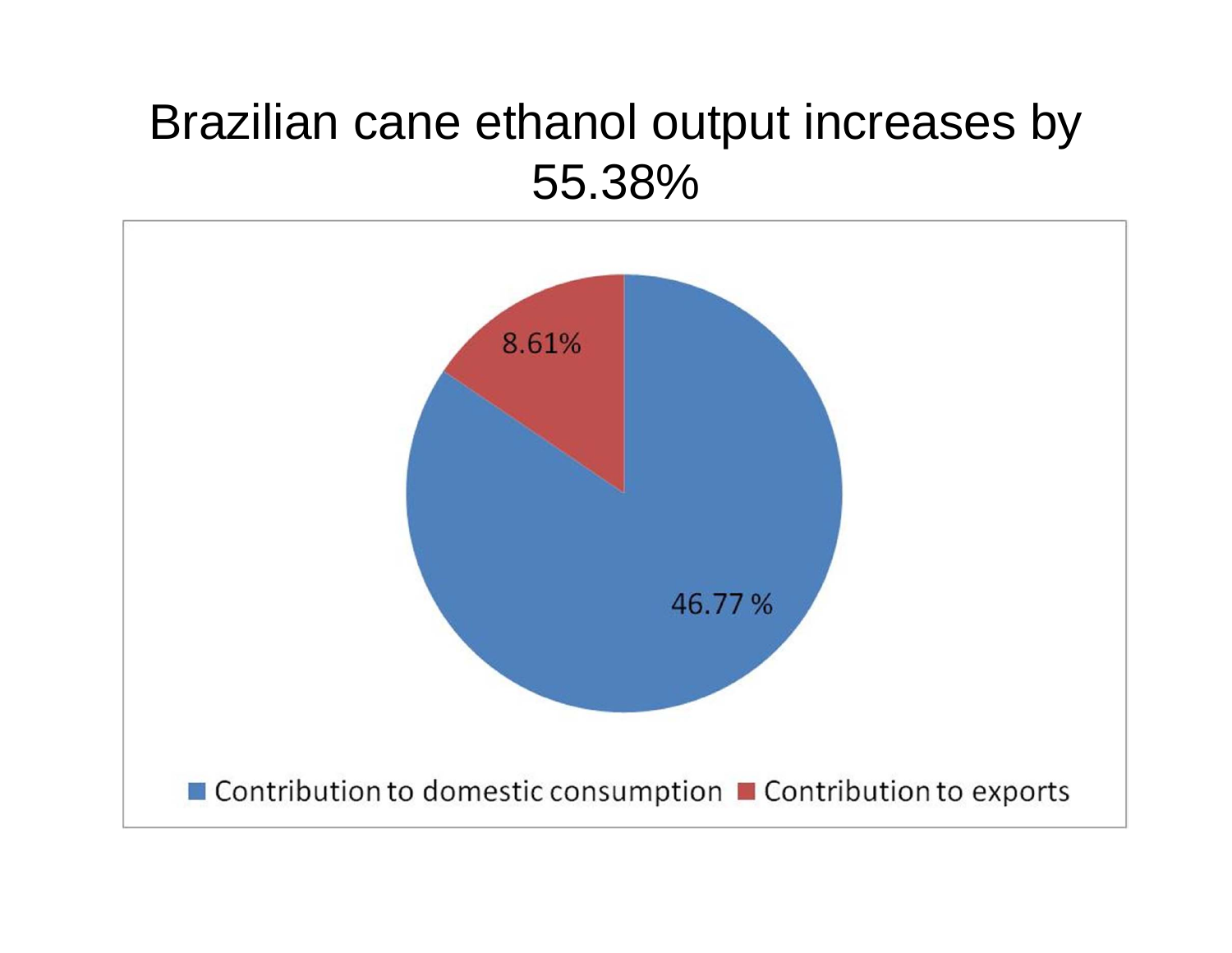# Brazilian cane ethanol output increases by 55.38%

8.61%

46.77 %

Contribution to domestic consumption | Contribution to exports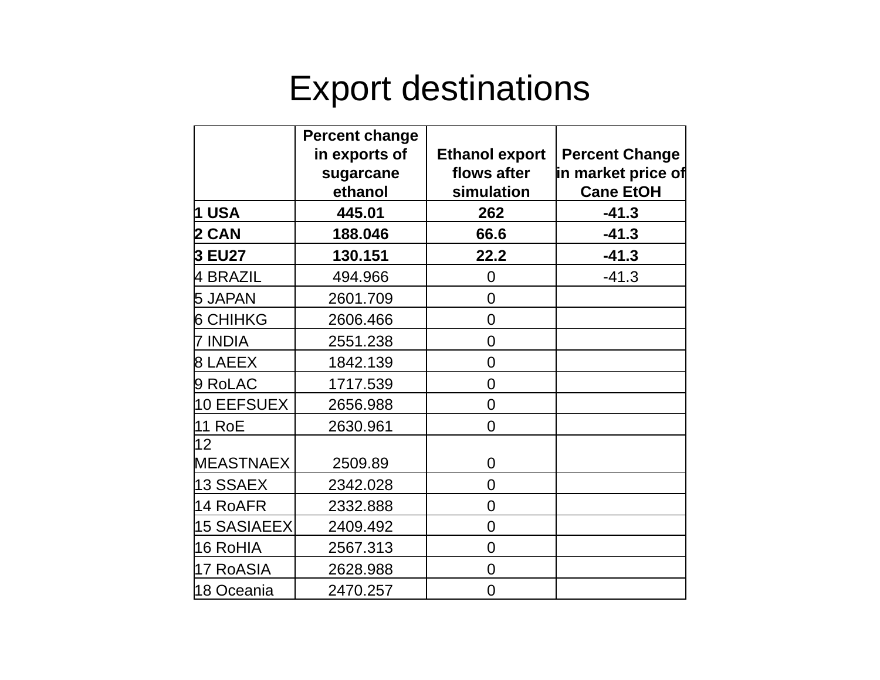# Export destinations

| | Percent change in exports of sugarcane ethanol | Ethanol export flows after simulation | Percent Change in market price of Cane EtOH |
|---|---|---|---|
| **1 USA** | **445.01** | **262** | **-41.3** |
| **2 CAN** | **188.046** | **66.6** | **-41.3** |
| **3 EU27** | **130.151** | **22.2** | **-41.3** |
| 4 BRAZIL | 494.966 | 0 | -41.3 |
| 5 JAPAN | 2601.709 | 0 | |
| 6 CHIHKG | 2606.466 | 0 | |
| 7 INDIA | 2551.238 | 0 | |
| 8 LAEEX | 1842.139 | 0 | |
| 9 RoLAC | 1717.539 | 0 | |
| 10 EEFSUEX | 2656.988 | 0 | |
| 11 RoE | 2630.961 | 0 | |
| 12 MEASTNAEX | 2509.89 | 0 | |
| 13 SSAEX | 2342.028 | 0 | |
| 14 RoAFR | 2332.888 | 0 | |
| 15 SASIAEEX | 2409.492 | 0 | |
| 16 RoHIA | 2567.313 | 0 | |
| 17 RoASIA | 2628.988 | 0 | |
| 18 Oceania | 2470.257 | 0 | |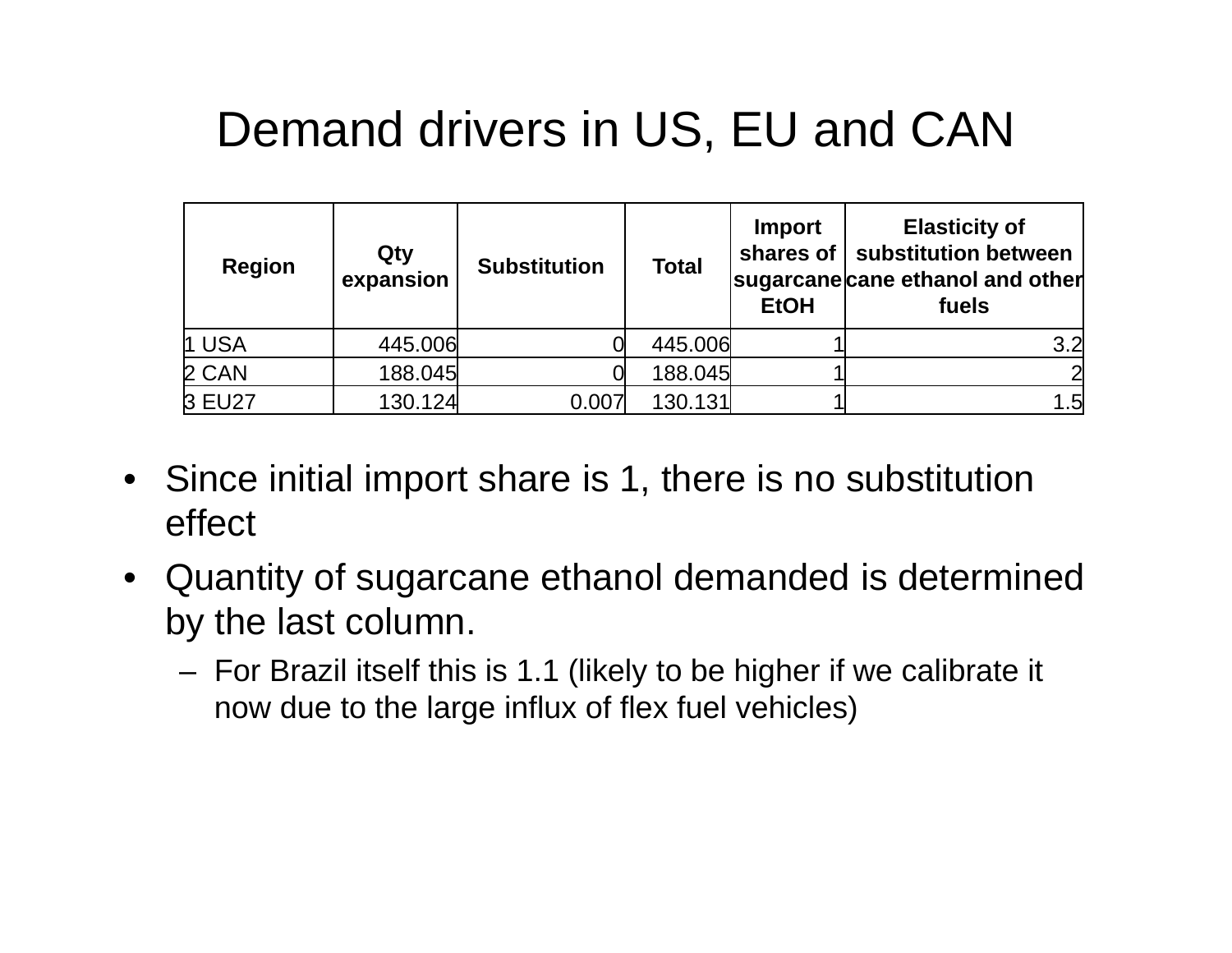# Demand drivers in US, EU and CAN

| Region | Qty expansion | Substitution | Total | Import shares of sugarcane EtOH | Elasticity of substitution between cane ethanol and other fuels |
|---|---|---|---|---|---|
| 1 USA | 445.006 | 0 | 445.006 | 1 | 3.2 |
| 2 CAN | 188.045 | 0 | 188.045 | 1 | 2 |
| 3 EU27 | 130.124 | 0.007 | 130.131 | 1 | 1.5 |

- Since initial import share is 1, there is no substitution effect
- Quantity of sugarcane ethanol demanded is determined by the last column.
  - For Brazil itself this is 1.1 (likely to be higher if we calibrate it now due to the large influx of flex fuel vehicles)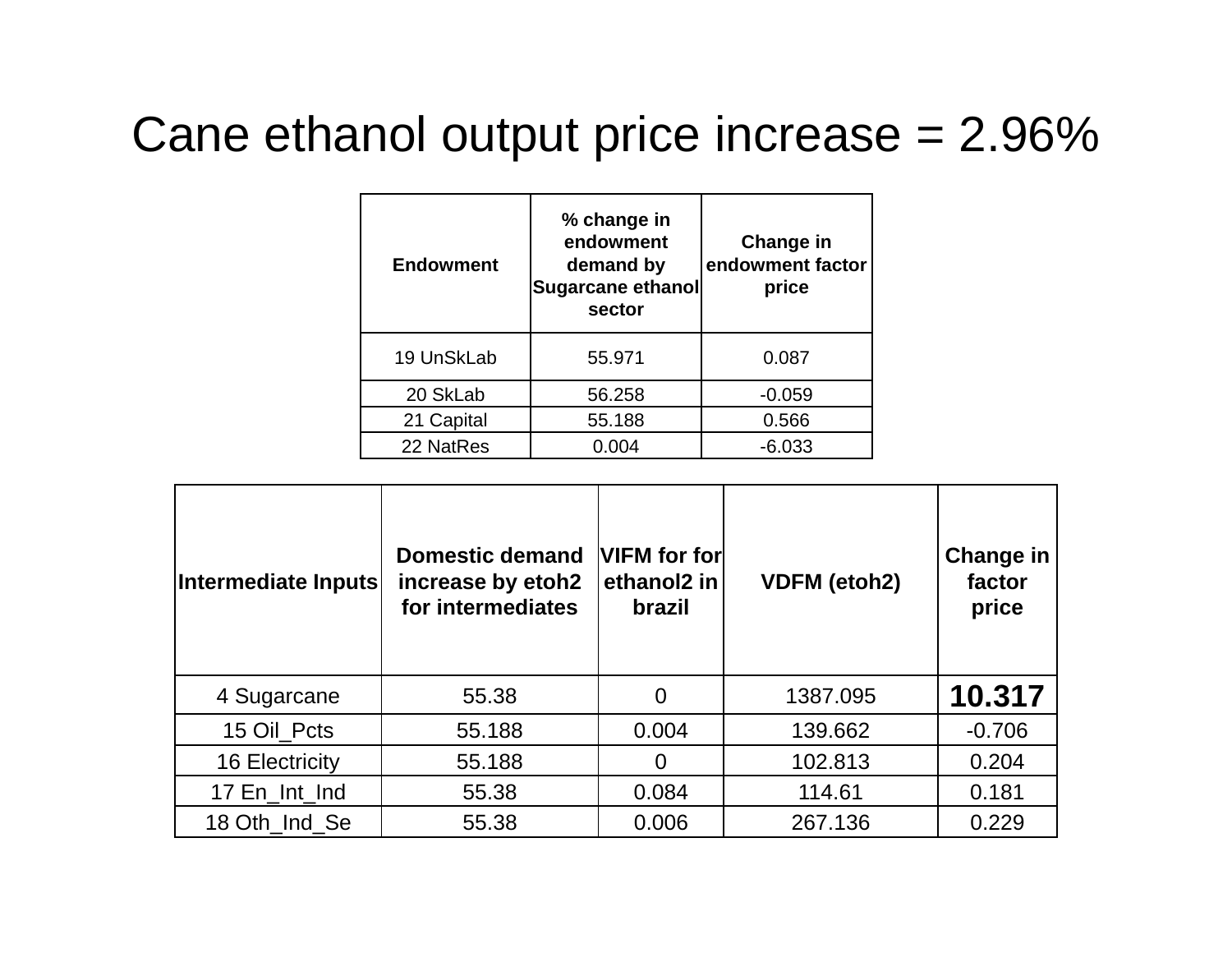# Cane ethanol output price increase = 2.96%

| Endowment | % change in endowment demand by Sugarcane ethanol sector | Change in endowment factor price |
|---|---|---|
| 19 UnSkLab | 55.971 | 0.087 |
| 20 SkLab | 56.258 | -0.059 |
| 21 Capital | 55.188 | 0.566 |
| 22 NatRes | 0.004 | -6.033 |

| Intermediate Inputs | Domestic demand increase by etoh2 for intermediates | VIFM for for ethanol2 in brazil | VDFM (etoh2) | Change in factor price |
|---|---|---|---|---|
| 4 Sugarcane | 55.38 | 0 | 1387.095 | **10.317** |
| 15 Oil_Pcts | 55.188 | 0.004 | 139.662 | -0.706 |
| 16 Electricity | 55.188 | 0 | 102.813 | 0.204 |
| 17 En_Int_Ind | 55.38 | 0.084 | 114.61 | 0.181 |
| 18 Oth_Ind_Se | 55.38 | 0.006 | 267.136 | 0.229 |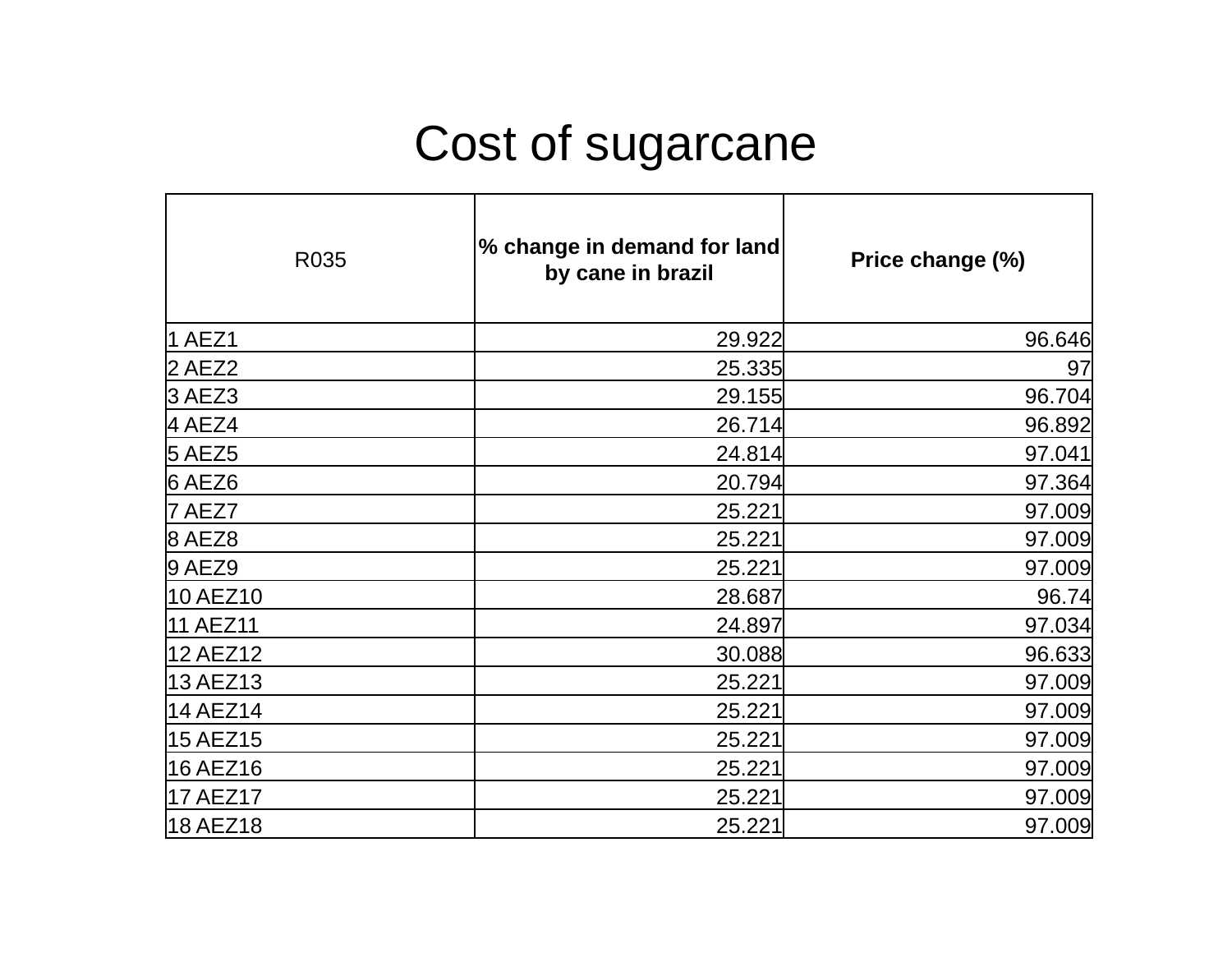# Cost of sugarcane

| R035 | **% change in demand for land by cane in brazil** | **Price change (%)** |
|---|---|---|
| 1 AEZ1 | 29.922 | 96.646 |
| 2 AEZ2 | 25.335 | 97 |
| 3 AEZ3 | 29.155 | 96.704 |
| 4 AEZ4 | 26.714 | 96.892 |
| 5 AEZ5 | 24.814 | 97.041 |
| 6 AEZ6 | 20.794 | 97.364 |
| 7 AEZ7 | 25.221 | 97.009 |
| 8 AEZ8 | 25.221 | 97.009 |
| 9 AEZ9 | 25.221 | 97.009 |
| 10 AEZ10 | 28.687 | 96.74 |
| 11 AEZ11 | 24.897 | 97.034 |
| 12 AEZ12 | 30.088 | 96.633 |
| 13 AEZ13 | 25.221 | 97.009 |
| 14 AEZ14 | 25.221 | 97.009 |
| 15 AEZ15 | 25.221 | 97.009 |
| 16 AEZ16 | 25.221 | 97.009 |
| 17 AEZ17 | 25.221 | 97.009 |
| 18 AEZ18 | 25.221 | 97.009 |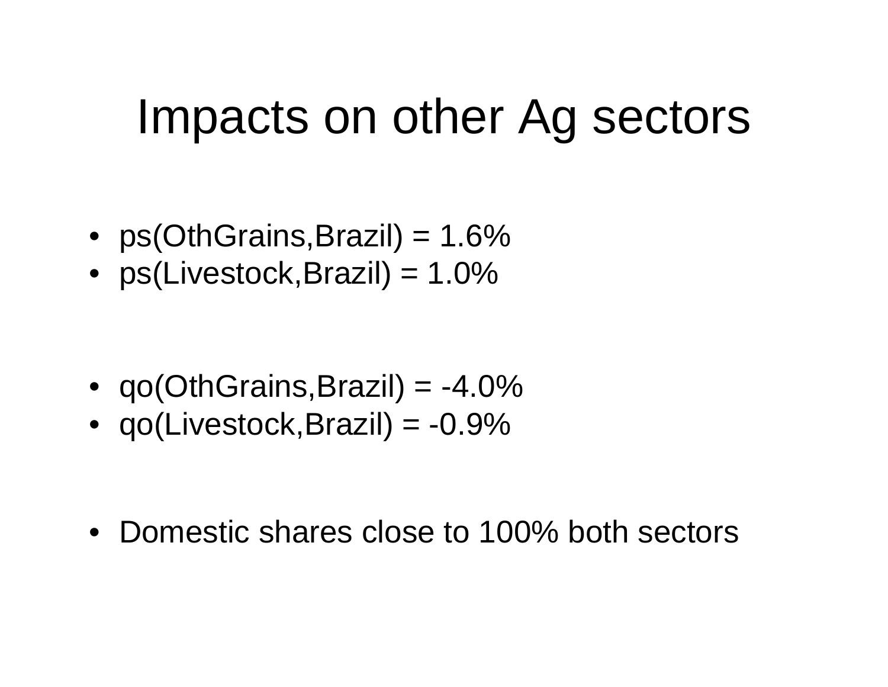# Impacts on other Ag sectors

- ps(OthGrains,Brazil) = 1.6%
- ps(Livestock,Brazil) = 1.0%

- qo(OthGrains,Brazil) = -4.0%
- qo(Livestock,Brazil) = -0.9%

- Domestic shares close to 100% both sectors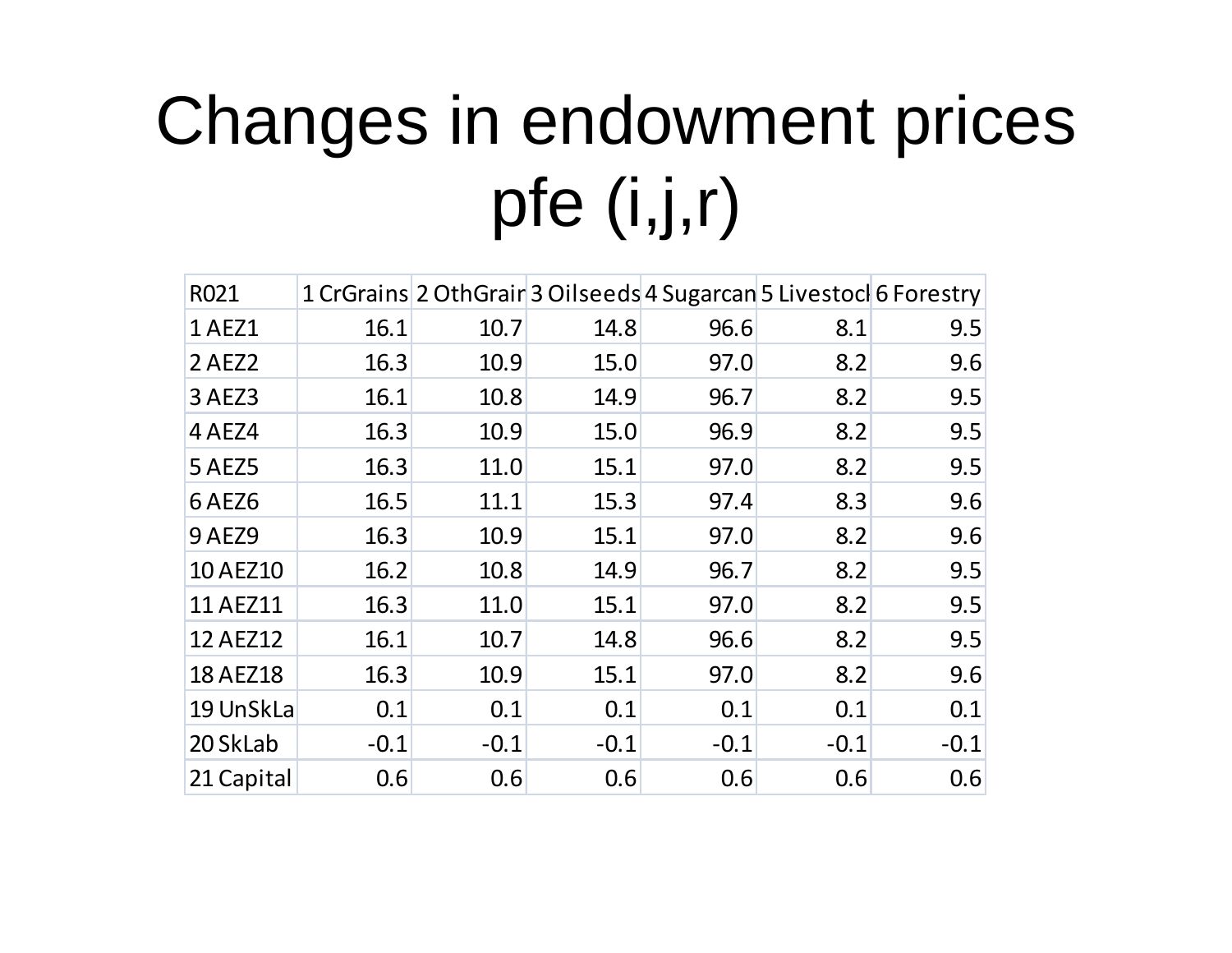# Changes in endowment prices pfe (i,j,r)

| R021 | 1 CrGrains | 2 OthGrair | 3 Oilseeds | 4 Sugarcan | 5 Livestocl | 6 Forestry |
|---|---|---|---|---|---|---|
| 1 AEZ1 | 16.1 | 10.7 | 14.8 | 96.6 | 8.1 | 9.5 |
| 2 AEZ2 | 16.3 | 10.9 | 15.0 | 97.0 | 8.2 | 9.6 |
| 3 AEZ3 | 16.1 | 10.8 | 14.9 | 96.7 | 8.2 | 9.5 |
| 4 AEZ4 | 16.3 | 10.9 | 15.0 | 96.9 | 8.2 | 9.5 |
| 5 AEZ5 | 16.3 | 11.0 | 15.1 | 97.0 | 8.2 | 9.5 |
| 6 AEZ6 | 16.5 | 11.1 | 15.3 | 97.4 | 8.3 | 9.6 |
| 9 AEZ9 | 16.3 | 10.9 | 15.1 | 97.0 | 8.2 | 9.6 |
| 10 AEZ10 | 16.2 | 10.8 | 14.9 | 96.7 | 8.2 | 9.5 |
| 11 AEZ11 | 16.3 | 11.0 | 15.1 | 97.0 | 8.2 | 9.5 |
| 12 AEZ12 | 16.1 | 10.7 | 14.8 | 96.6 | 8.2 | 9.5 |
| 18 AEZ18 | 16.3 | 10.9 | 15.1 | 97.0 | 8.2 | 9.6 |
| 19 UnSkLa | 0.1 | 0.1 | 0.1 | 0.1 | 0.1 | 0.1 |
| 20 SkLab | -0.1 | -0.1 | -0.1 | -0.1 | -0.1 | -0.1 |
| 21 Capital | 0.6 | 0.6 | 0.6 | 0.6 | 0.6 | 0.6 |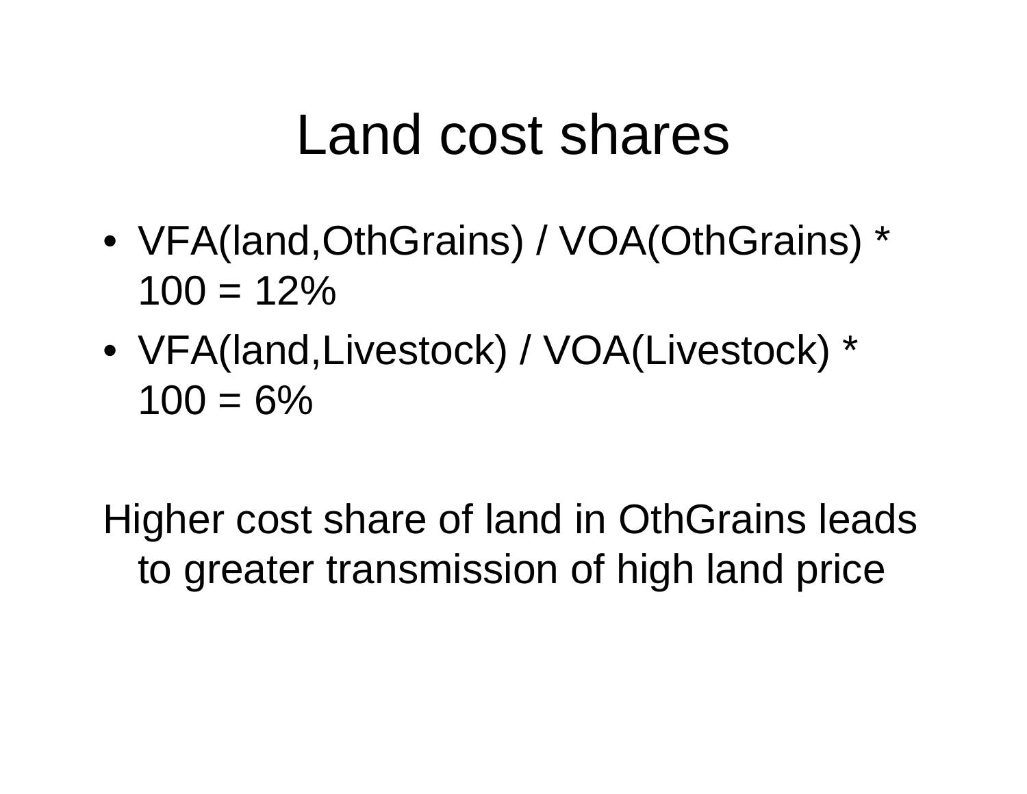# Land cost shares

- VFA(land,OthGrains) / VOA(OthGrains) * 100 = 12%
- VFA(land,Livestock) / VOA(Livestock) * 100 = 6%

Higher cost share of land in OthGrains leads to greater transmission of high land price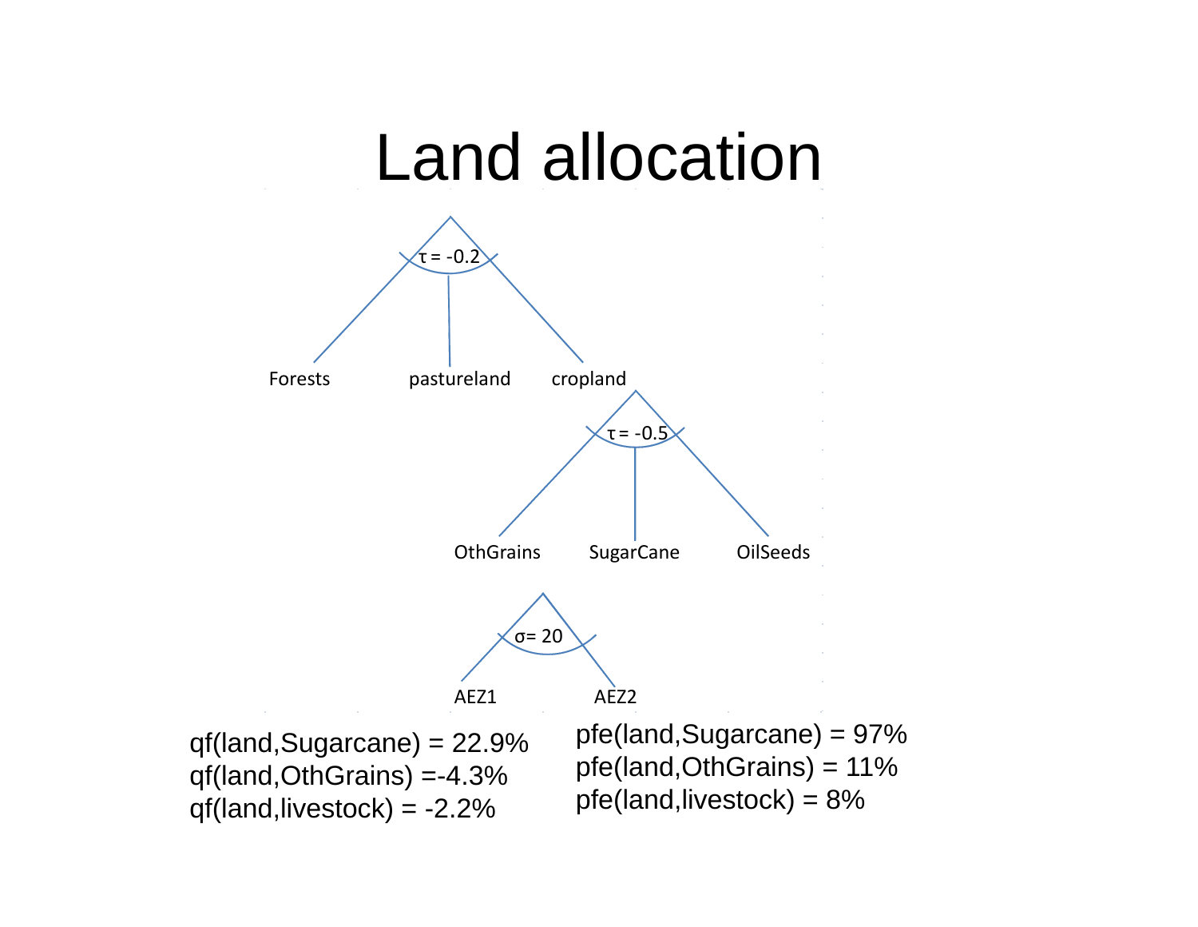# Land allocation

τ = -0.2

Forests | pastureland | cropland

τ = -0.5

OthGrains | SugarCane | OilSeeds

σ= 20

AEZ1 | AEZ2

qf(land,Sugarcane) = 22.9%
qf(land,OthGrains) =-4.3%
qf(land,livestock) = -2.2%

pfe(land,Sugarcane) = 97%
pfe(land,OthGrains) = 11%
pfe(land,livestock) = 8%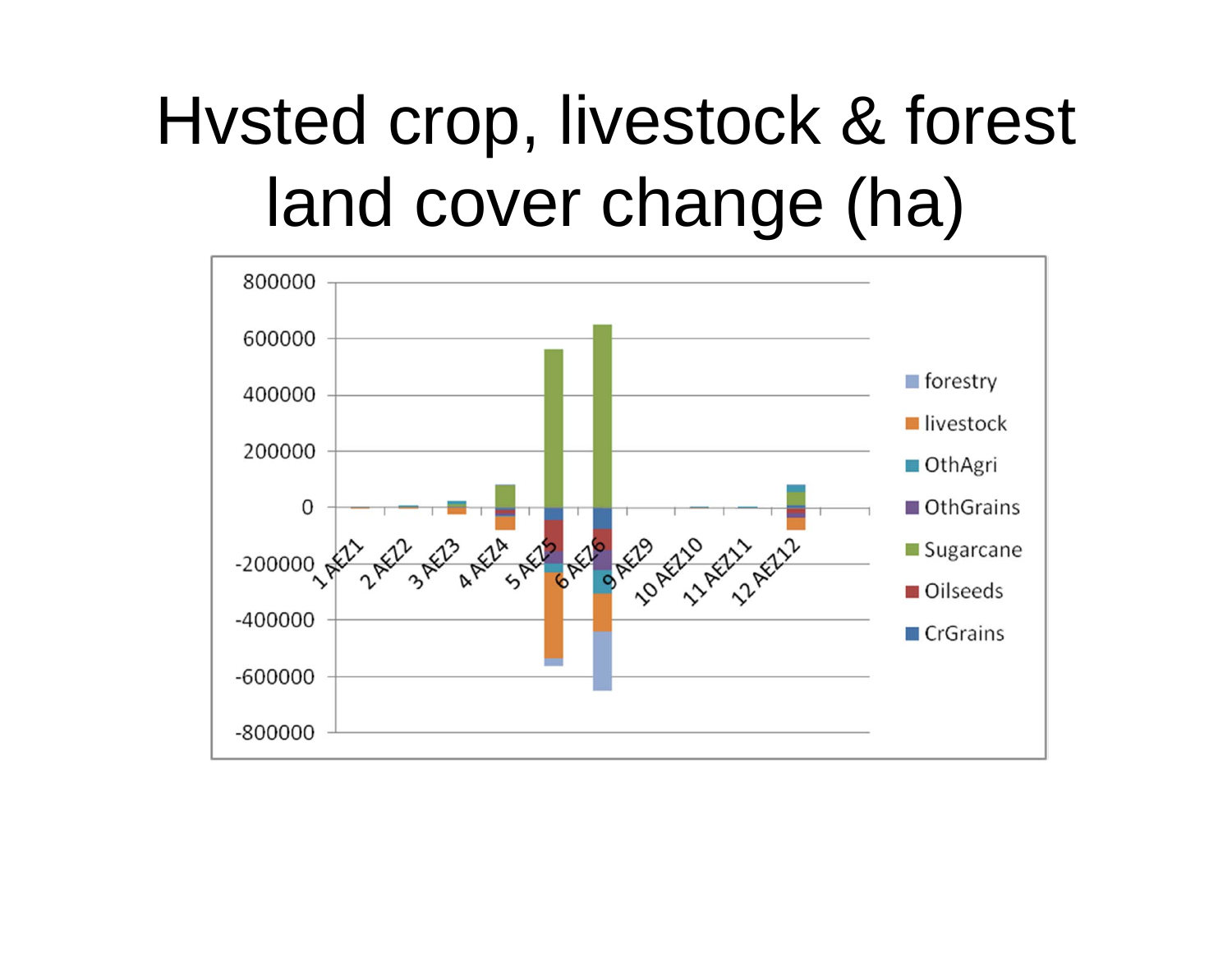# Hvsted crop, livestock & forest land cover change (ha)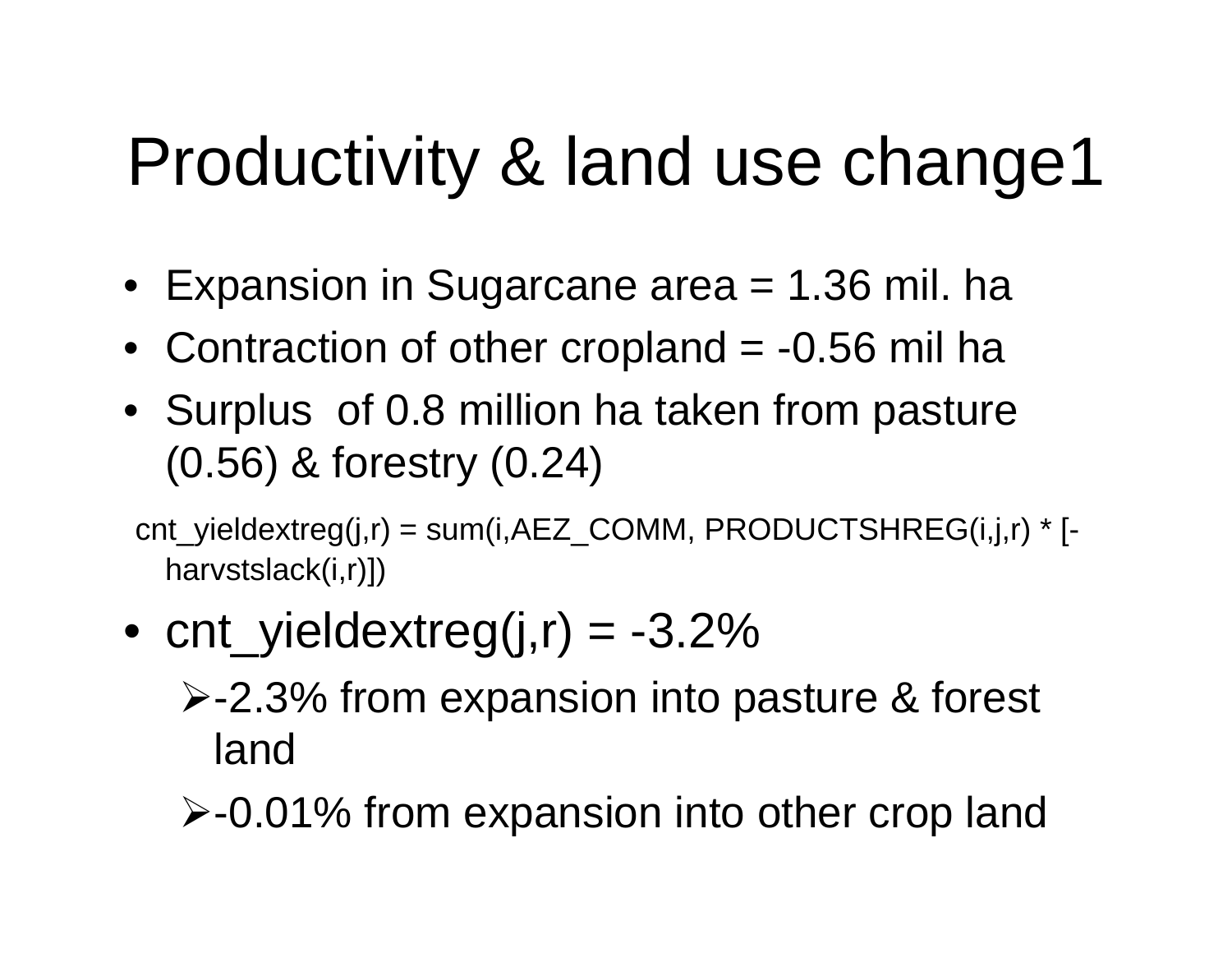# Productivity & land use change1

- Expansion in Sugarcane area = 1.36 mil. ha
- Contraction of other cropland = -0.56 mil ha
- Surplus of 0.8 million ha taken from pasture (0.56) & forestry (0.24)

cnt_yieldextreg(j,r) = sum(i,AEZ_COMM, PRODUCTSHREG(i,j,r) * [-harvstslack(i,r)])

- cnt_yieldextreg(j,r) = -3.2%
  - -2.3% from expansion into pasture & forest land
  - -0.01% from expansion into other crop land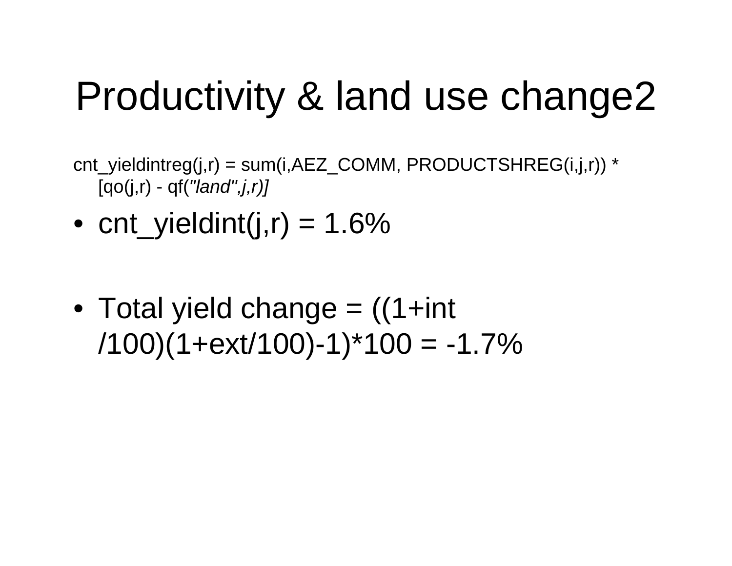# Productivity & land use change2

cnt_yieldintreg(j,r) = sum(i,AEZ_COMM, PRODUCTSHREG(i,j,r)) * [qo(j,r) - qf(*"land",j,r)]*

- cnt_yieldint(j,r) = 1.6%

- Total yield change = ((1+int /100)(1+ext/100)-1)*100 = -1.7%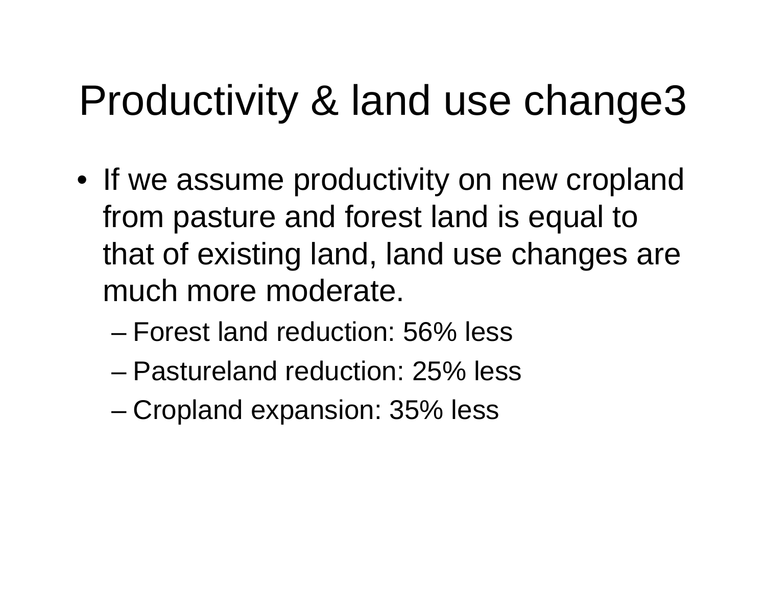# Productivity & land use change3

- If we assume productivity on new cropland from pasture and forest land is equal to that of existing land, land use changes are much more moderate.
  - Forest land reduction: 56% less
  - Pastureland reduction: 25% less
  - Cropland expansion: 35% less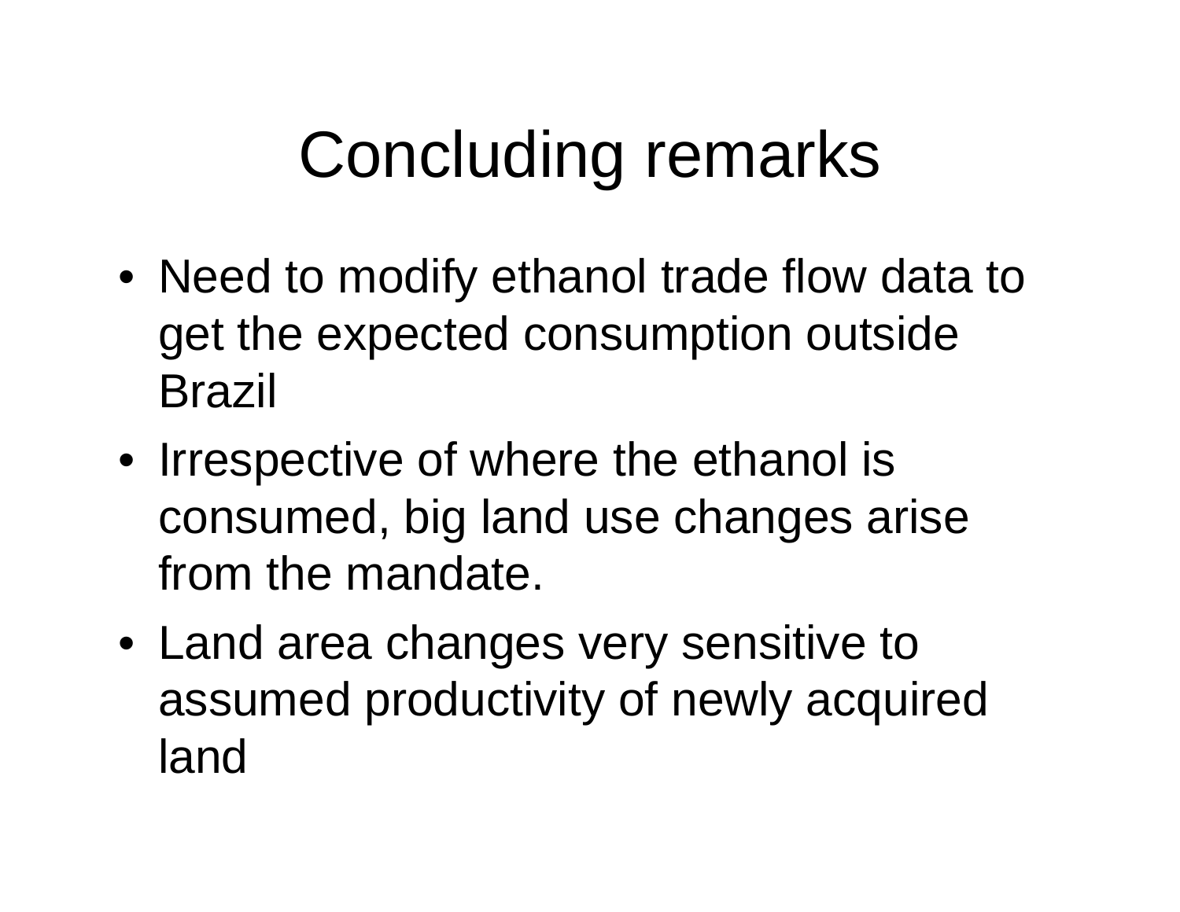# Concluding remarks

- Need to modify ethanol trade flow data to get the expected consumption outside Brazil
- Irrespective of where the ethanol is consumed, big land use changes arise from the mandate.
- Land area changes very sensitive to assumed productivity of newly acquired land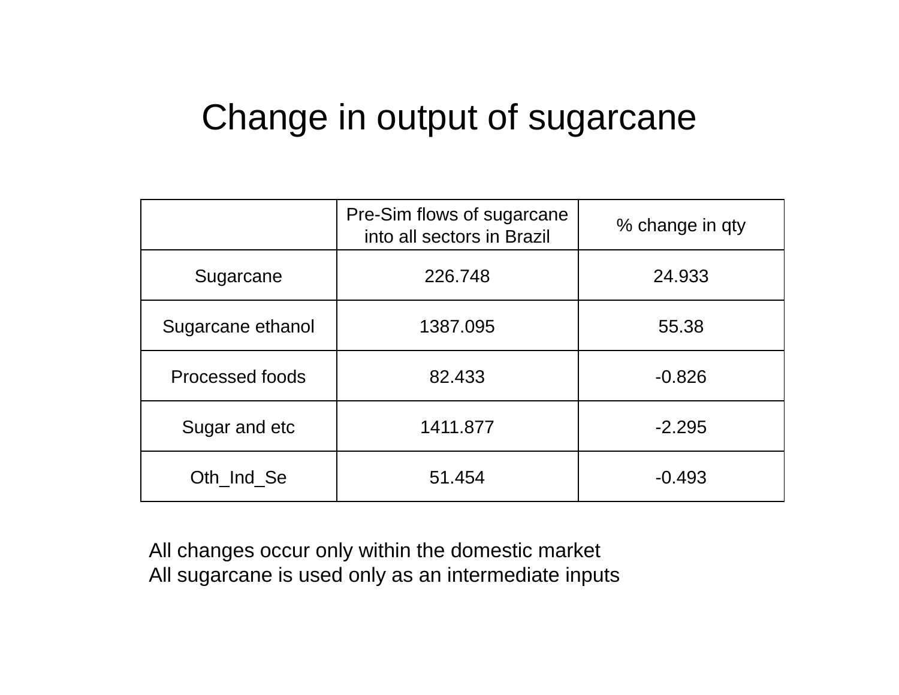# Change in output of sugarcane

| | Pre-Sim flows of sugarcane into all sectors in Brazil | % change in qty |
|---|---|---|
| Sugarcane | 226.748 | 24.933 |
| Sugarcane ethanol | 1387.095 | 55.38 |
| Processed foods | 82.433 | -0.826 |
| Sugar and etc | 1411.877 | -2.295 |
| Oth_Ind_Se | 51.454 | -0.493 |

All changes occur only within the domestic market
All sugarcane is used only as an intermediate inputs